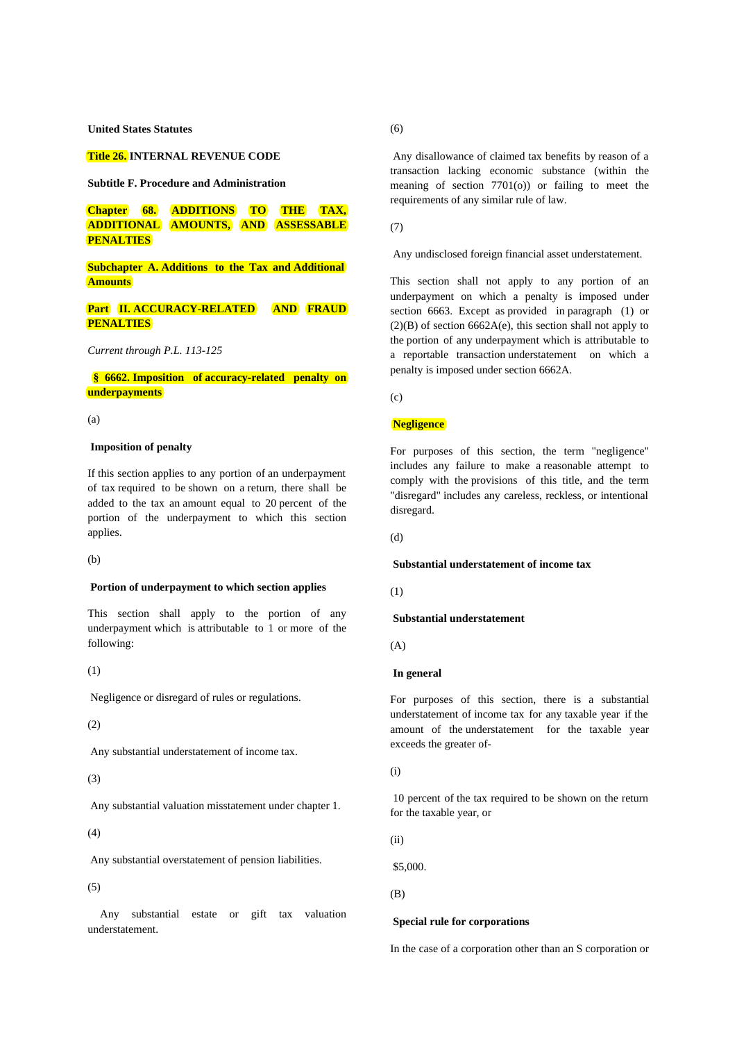**United States Statutes**

**Title 26. INTERNAL REVENUE CODE**

**Subtitle F. Procedure and Administration**

**Chapter 68. ADDITIONS TO THE TAX, ADDITIONAL AMOUNTS, AND ASSESSABLE PENALTIES**

**Subchapter A. Additions to the Tax and Additional Amounts**

**Part II. ACCURACY-RELATED AND FRAUD PENALTIES**

*Current through P.L. 113-125*

## § 6662. Imposition of accuracy-related penalty on underpayments

(a)

**Imposition of penalty**

If this section applies to any portion of an underpayment of tax required to be shown on a return, there shall be added to the tax an amount equal to 20 percent of the portion of the underpayment to which this section applies.

(b)

**Portion of underpayment to which section applies**

This section shall apply to the portion of any underpayment which is attributable to 1 or more of the following:

(1)

Negligence or disregard of rules or regulations.

(2)

Any substantial understatement of income tax.

(3)

Any substantial valuation misstatement under chapter 1.

(4)

Any substantial overstatement of pension liabilities.

(5)

Any substantial estate or gift tax valuation understatement.

(6)

Any disallowance of claimed tax benefits by reason of a transaction lacking economic substance (within the meaning of section 7701(o)) or failing to meet the requirements of any similar rule of law.

(7)

Any undisclosed foreign financial asset understatement.

This section shall not apply to any portion of an underpayment on which a penalty is imposed under section 6663. Except as provided in paragraph (1) or (2)(B) of section 6662A(e), this section shall not apply to the portion of any underpayment which is attributable to a reportable transaction understatement on which a penalty is imposed under section 6662A.

(c)

**Negligence**

For purposes of this section, the term "negligence" includes any failure to make a reasonable attempt to comply with the provisions of this title, and the term "disregard" includes any careless, reckless, or intentional disregard.

(d)

**Substantial understatement of income tax**

(1)

**Substantial understatement**

(A)

**In general**

For purposes of this section, there is a substantial understatement of income tax for any taxable year if the amount of the understatement for the taxable year exceeds the greater of-

(i)

10 percent of the tax required to be shown on the return for the taxable year, or

(ii)

$5,000.

(B)

**Special rule for corporations**

In the case of a corporation other than an S corporation or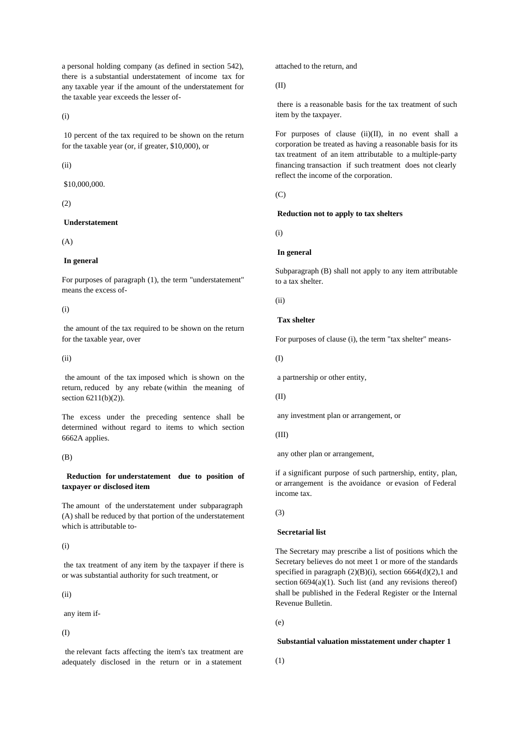a personal holding company (as defined in section 542), there is a substantial understatement of income tax for any taxable year if the amount of the understatement for the taxable year exceeds the lesser of-

(i)

10 percent of the tax required to be shown on the return for the taxable year (or, if greater, $10,000), or

(ii)

$10,000,000.

(2)

**Understatement**

(A)

**In general**

For purposes of paragraph (1), the term "understatement" means the excess of-

(i)

the amount of the tax required to be shown on the return for the taxable year, over

(ii)

the amount of the tax imposed which is shown on the return, reduced by any rebate (within the meaning of section 6211(b)(2)).

The excess under the preceding sentence shall be determined without regard to items to which section 6662A applies.

(B)

**Reduction for understatement due to position of taxpayer or disclosed item**

The amount of the understatement under subparagraph (A) shall be reduced by that portion of the understatement which is attributable to-

(i)

the tax treatment of any item by the taxpayer if there is or was substantial authority for such treatment, or

(ii)

any item if-

(I)

the relevant facts affecting the item's tax treatment are adequately disclosed in the return or in a statement attached to the return, and

(II)

there is a reasonable basis for the tax treatment of such item by the taxpayer.

For purposes of clause (ii)(II), in no event shall a corporation be treated as having a reasonable basis for its tax treatment of an item attributable to a multiple-party financing transaction if such treatment does not clearly reflect the income of the corporation.

(C)

**Reduction not to apply to tax shelters**

(i)

**In general**

Subparagraph (B) shall not apply to any item attributable to a tax shelter.

(ii)

**Tax shelter**

For purposes of clause (i), the term "tax shelter" means-

(I)

a partnership or other entity,

(II)

any investment plan or arrangement, or

(III)

any other plan or arrangement,

if a significant purpose of such partnership, entity, plan, or arrangement is the avoidance or evasion of Federal income tax.

(3)

**Secretarial list**

The Secretary may prescribe a list of positions which the Secretary believes do not meet 1 or more of the standards specified in paragraph (2)(B)(i), section 6664(d)(2),1 and section 6694(a)(1). Such list (and any revisions thereof) shall be published in the Federal Register or the Internal Revenue Bulletin.

(e)

**Substantial valuation misstatement under chapter 1**

(1)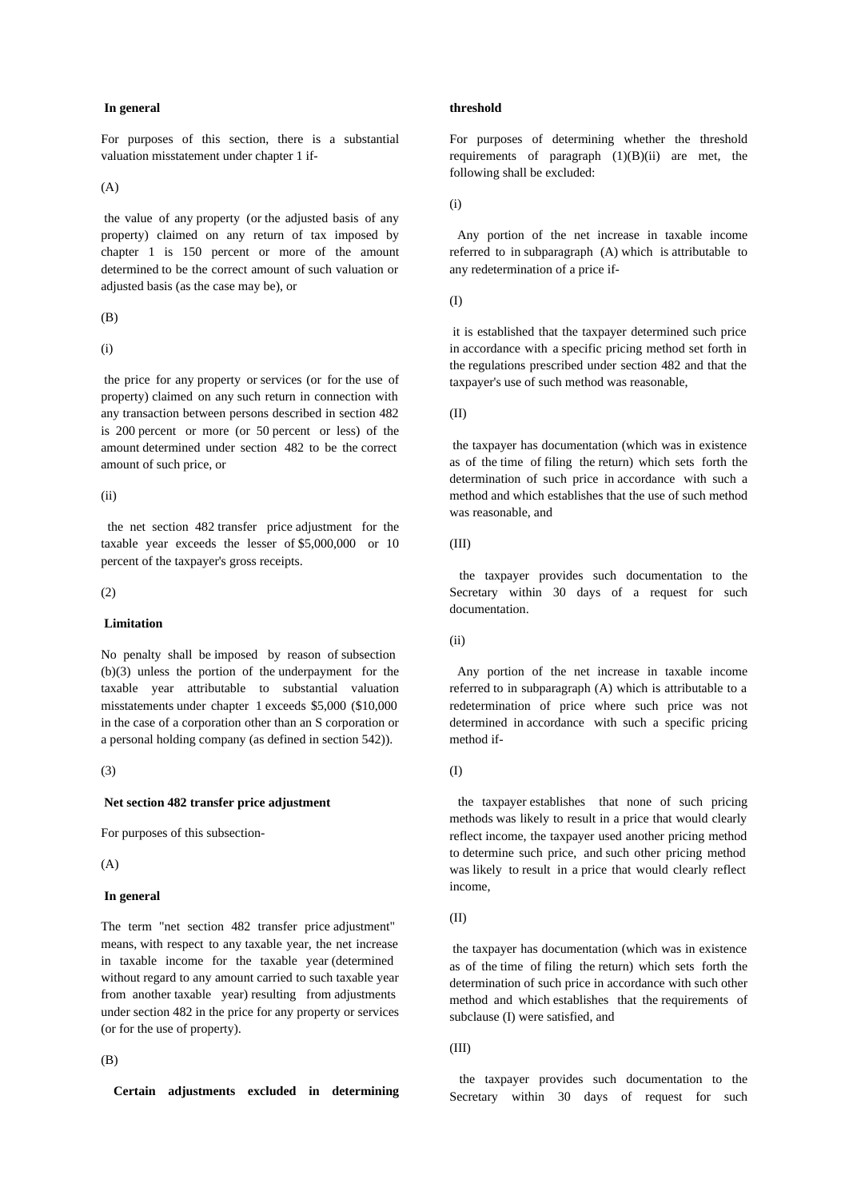**In general**

For purposes of this section, there is a substantial valuation misstatement under chapter 1 if-

(A)

the value of any property (or the adjusted basis of any property) claimed on any return of tax imposed by chapter 1 is 150 percent or more of the amount determined to be the correct amount of such valuation or adjusted basis (as the case may be), or

(B)

(i)

the price for any property or services (or for the use of property) claimed on any such return in connection with any transaction between persons described in section 482 is 200 percent or more (or 50 percent or less) of the amount determined under section 482 to be the correct amount of such price, or

(ii)

the net section 482 transfer price adjustment for the taxable year exceeds the lesser of $5,000,000 or 10 percent of the taxpayer's gross receipts.

(2)

**Limitation**

No penalty shall be imposed by reason of subsection (b)(3) unless the portion of the underpayment for the taxable year attributable to substantial valuation misstatements under chapter 1 exceeds $5,000 ($10,000 in the case of a corporation other than an S corporation or a personal holding company (as defined in section 542)).

(3)

**Net section 482 transfer price adjustment**

For purposes of this subsection-

(A)

**In general**

The term "net section 482 transfer price adjustment" means, with respect to any taxable year, the net increase in taxable income for the taxable year (determined without regard to any amount carried to such taxable year from another taxable year) resulting from adjustments under section 482 in the price for any property or services (or for the use of property).

(B)

**Certain adjustments excluded in determining threshold**

For purposes of determining whether the threshold requirements of paragraph (1)(B)(ii) are met, the following shall be excluded:

(i)

Any portion of the net increase in taxable income referred to in subparagraph (A) which is attributable to any redetermination of a price if-

(I)

it is established that the taxpayer determined such price in accordance with a specific pricing method set forth in the regulations prescribed under section 482 and that the taxpayer's use of such method was reasonable,

(II)

the taxpayer has documentation (which was in existence as of the time of filing the return) which sets forth the determination of such price in accordance with such a method and which establishes that the use of such method was reasonable, and

(III)

the taxpayer provides such documentation to the Secretary within 30 days of a request for such documentation.

(ii)

Any portion of the net increase in taxable income referred to in subparagraph (A) which is attributable to a redetermination of price where such price was not determined in accordance with such a specific pricing method if-

(I)

the taxpayer establishes that none of such pricing methods was likely to result in a price that would clearly reflect income, the taxpayer used another pricing method to determine such price, and such other pricing method was likely to result in a price that would clearly reflect income,

(II)

the taxpayer has documentation (which was in existence as of the time of filing the return) which sets forth the determination of such price in accordance with such other method and which establishes that the requirements of subclause (I) were satisfied, and

(III)

the taxpayer provides such documentation to the Secretary within 30 days of request for such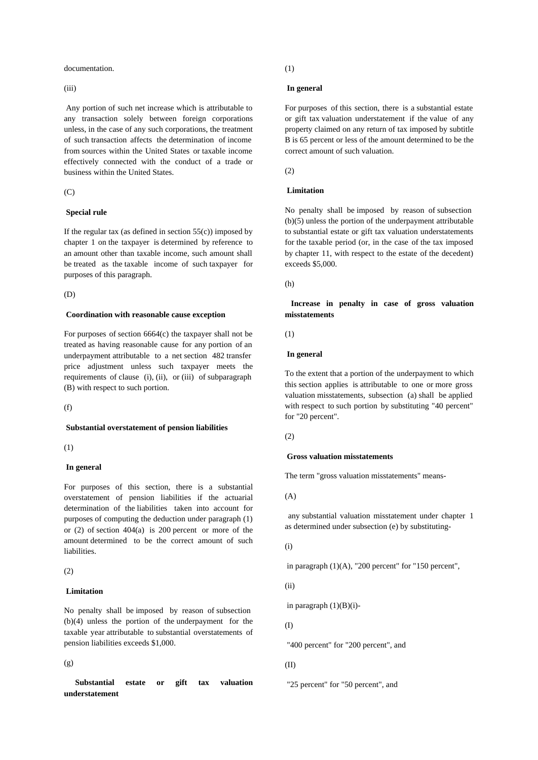documentation.

(iii)

Any portion of such net increase which is attributable to any transaction solely between foreign corporations unless, in the case of any such corporations, the treatment of such transaction affects the determination of income from sources within the United States or taxable income effectively connected with the conduct of a trade or business within the United States.

(C)

**Special rule**

If the regular tax (as defined in section 55(c)) imposed by chapter 1 on the taxpayer is determined by reference to an amount other than taxable income, such amount shall be treated as the taxable income of such taxpayer for purposes of this paragraph.

(D)

**Coordination with reasonable cause exception**

For purposes of section 6664(c) the taxpayer shall not be treated as having reasonable cause for any portion of an underpayment attributable to a net section 482 transfer price adjustment unless such taxpayer meets the requirements of clause (i), (ii), or (iii) of subparagraph (B) with respect to such portion.

(f)

**Substantial overstatement of pension liabilities**

(1)

**In general**

For purposes of this section, there is a substantial overstatement of pension liabilities if the actuarial determination of the liabilities taken into account for purposes of computing the deduction under paragraph (1) or (2) of section 404(a) is 200 percent or more of the amount determined to be the correct amount of such liabilities.

(2)

**Limitation**

No penalty shall be imposed by reason of subsection (b)(4) unless the portion of the underpayment for the taxable year attributable to substantial overstatements of pension liabilities exceeds $1,000.

(g)

**Substantial estate or gift tax valuation understatement**

(1)

**In general**

For purposes of this section, there is a substantial estate or gift tax valuation understatement if the value of any property claimed on any return of tax imposed by subtitle B is 65 percent or less of the amount determined to be the correct amount of such valuation.

(2)

**Limitation**

No penalty shall be imposed by reason of subsection (b)(5) unless the portion of the underpayment attributable to substantial estate or gift tax valuation understatements for the taxable period (or, in the case of the tax imposed by chapter 11, with respect to the estate of the decedent) exceeds $5,000.

(h)

**Increase in penalty in case of gross valuation misstatements**

(1)

**In general**

To the extent that a portion of the underpayment to which this section applies is attributable to one or more gross valuation misstatements, subsection (a) shall be applied with respect to such portion by substituting "40 percent" for "20 percent".

(2)

**Gross valuation misstatements**

The term "gross valuation misstatements" means-

(A)

any substantial valuation misstatement under chapter 1 as determined under subsection (e) by substituting-

(i)

in paragraph (1)(A), "200 percent" for "150 percent",

(ii)

in paragraph (1)(B)(i)-

(I)

"400 percent" for "200 percent", and

(II)

"25 percent" for "50 percent", and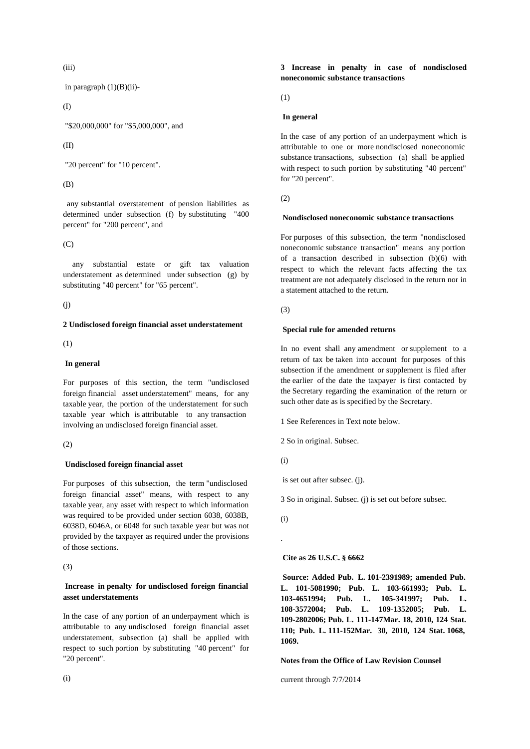(iii)

in paragraph (1)(B)(ii)-

(I)

"$20,000,000" for "$5,000,000", and

(II)

"20 percent" for "10 percent".

(B)

any substantial overstatement of pension liabilities as determined under subsection (f) by substituting "400 percent" for "200 percent", and

(C)

any substantial estate or gift tax valuation understatement as determined under subsection (g) by substituting "40 percent" for "65 percent".

(j)

**2 Undisclosed foreign financial asset understatement**

(1)

**In general**

For purposes of this section, the term "undisclosed foreign financial asset understatement" means, for any taxable year, the portion of the understatement for such taxable year which is attributable to any transaction involving an undisclosed foreign financial asset.

(2)

**Undisclosed foreign financial asset**

For purposes of this subsection, the term "undisclosed foreign financial asset" means, with respect to any taxable year, any asset with respect to which information was required to be provided under section 6038, 6038B, 6038D, 6046A, or 6048 for such taxable year but was not provided by the taxpayer as required under the provisions of those sections.

(3)

**Increase in penalty for undisclosed foreign financial asset understatements**

In the case of any portion of an underpayment which is attributable to any undisclosed foreign financial asset understatement, subsection (a) shall be applied with respect to such portion by substituting "40 percent" for "20 percent".

(i)

**3 Increase in penalty in case of nondisclosed noneconomic substance transactions**

(1)

**In general**

In the case of any portion of an underpayment which is attributable to one or more nondisclosed noneconomic substance transactions, subsection (a) shall be applied with respect to such portion by substituting "40 percent" for "20 percent".

(2)

**Nondisclosed noneconomic substance transactions**

For purposes of this subsection, the term "nondisclosed noneconomic substance transaction" means any portion of a transaction described in subsection (b)(6) with respect to which the relevant facts affecting the tax treatment are not adequately disclosed in the return nor in a statement attached to the return.

(3)

**Special rule for amended returns**

In no event shall any amendment or supplement to a return of tax be taken into account for purposes of this subsection if the amendment or supplement is filed after the earlier of the date the taxpayer is first contacted by the Secretary regarding the examination of the return or such other date as is specified by the Secretary.

1 See References in Text note below.

2 So in original. Subsec.

(i)

is set out after subsec. (j).

3 So in original. Subsec. (j) is set out before subsec.

(i)

.

**Cite as 26 U.S.C. § 6662**

**Source: Added Pub. L. 101-2391989; amended Pub. L. 101-5081990; Pub. L. 103-661993; Pub. L. 103-4651994; Pub. L. 105-341997; Pub. L. 108-3572004; Pub. L. 109-1352005; Pub. L. 109-2802006; Pub. L. 111-147Mar. 18, 2010, 124 Stat. 110; Pub. L. 111-152Mar. 30, 2010, 124 Stat. 1068, 1069.**

**Notes from the Office of Law Revision Counsel**

current through 7/7/2014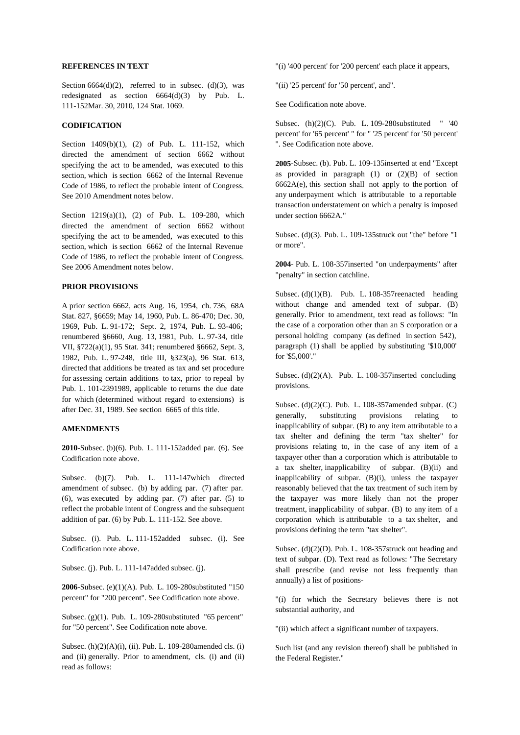### REFERENCES IN TEXT

Section 6664(d)(2), referred to in subsec. (d)(3), was redesignated as section 6664(d)(3) by Pub. L. 111-152Mar. 30, 2010, 124 Stat. 1069.

### CODIFICATION

Section 1409(b)(1), (2) of Pub. L. 111-152, which directed the amendment of section 6662 without specifying the act to be amended, was executed to this section, which is section 6662 of the Internal Revenue Code of 1986, to reflect the probable intent of Congress. See 2010 Amendment notes below.

Section 1219(a)(1), (2) of Pub. L. 109-280, which directed the amendment of section 6662 without specifying the act to be amended, was executed to this section, which is section 6662 of the Internal Revenue Code of 1986, to reflect the probable intent of Congress. See 2006 Amendment notes below.

### PRIOR PROVISIONS

A prior section 6662, acts Aug. 16, 1954, ch. 736, 68A Stat. 827, §6659; May 14, 1960, Pub. L. 86-470; Dec. 30, 1969, Pub. L. 91-172; Sept. 2, 1974, Pub. L. 93-406; renumbered §6660, Aug. 13, 1981, Pub. L. 97-34, title VII, §722(a)(1), 95 Stat. 341; renumbered §6662, Sept. 3, 1982, Pub. L. 97-248, title III, §323(a), 96 Stat. 613, directed that additions be treated as tax and set procedure for assessing certain additions to tax, prior to repeal by Pub. L. 101-2391989, applicable to returns the due date for which (determined without regard to extensions) is after Dec. 31, 1989. See section 6665 of this title.

### AMENDMENTS

**2010**-Subsec. (b)(6). Pub. L. 111-152added par. (6). See Codification note above.

Subsec. (b)(7). Pub. L. 111-147which directed amendment of subsec. (b) by adding par. (7) after par. (6), was executed by adding par. (7) after par. (5) to reflect the probable intent of Congress and the subsequent addition of par. (6) by Pub. L. 111-152. See above.

Subsec. (i). Pub. L. 111-152added subsec. (i). See Codification note above.

Subsec. (j). Pub. L. 111-147added subsec. (j).

**2006**-Subsec. (e)(1)(A). Pub. L. 109-280substituted "150 percent" for "200 percent". See Codification note above.

Subsec. (g)(1). Pub. L. 109-280substituted "65 percent" for "50 percent". See Codification note above.

Subsec. (h)(2)(A)(i), (ii). Pub. L. 109-280amended cls. (i) and (ii) generally. Prior to amendment, cls. (i) and (ii) read as follows:

"(i) '400 percent' for '200 percent' each place it appears,

"(ii) '25 percent' for '50 percent', and".

See Codification note above.

Subsec. (h)(2)(C). Pub. L. 109-280substituted " '40 percent' for '65 percent' " for " '25 percent' for '50 percent' ". See Codification note above.

**2005**-Subsec. (b). Pub. L. 109-135inserted at end "Except as provided in paragraph (1) or (2)(B) of section 6662A(e), this section shall not apply to the portion of any underpayment which is attributable to a reportable transaction understatement on which a penalty is imposed under section 6662A."

Subsec. (d)(3). Pub. L. 109-135struck out "the" before "1 or more".

**2004**- Pub. L. 108-357inserted "on underpayments" after "penalty" in section catchline.

Subsec. (d)(1)(B). Pub. L. 108-357reenacted heading without change and amended text of subpar. (B) generally. Prior to amendment, text read as follows: "In the case of a corporation other than an S corporation or a personal holding company (as defined in section 542), paragraph (1) shall be applied by substituting '$10,000' for '$5,000'."

Subsec. (d)(2)(A). Pub. L. 108-357inserted concluding provisions.

Subsec. (d)(2)(C). Pub. L. 108-357amended subpar. (C) generally, substituting provisions relating to inapplicability of subpar. (B) to any item attributable to a tax shelter and defining the term "tax shelter" for provisions relating to, in the case of any item of a taxpayer other than a corporation which is attributable to a tax shelter, inapplicability of subpar. (B)(ii) and inapplicability of subpar. (B)(i), unless the taxpayer reasonably believed that the tax treatment of such item by the taxpayer was more likely than not the proper treatment, inapplicability of subpar. (B) to any item of a corporation which is attributable to a tax shelter, and provisions defining the term "tax shelter".

Subsec. (d)(2)(D). Pub. L. 108-357struck out heading and text of subpar. (D). Text read as follows: "The Secretary shall prescribe (and revise not less frequently than annually) a list of positions-

"(i) for which the Secretary believes there is not substantial authority, and

"(ii) which affect a significant number of taxpayers.

Such list (and any revision thereof) shall be published in the Federal Register."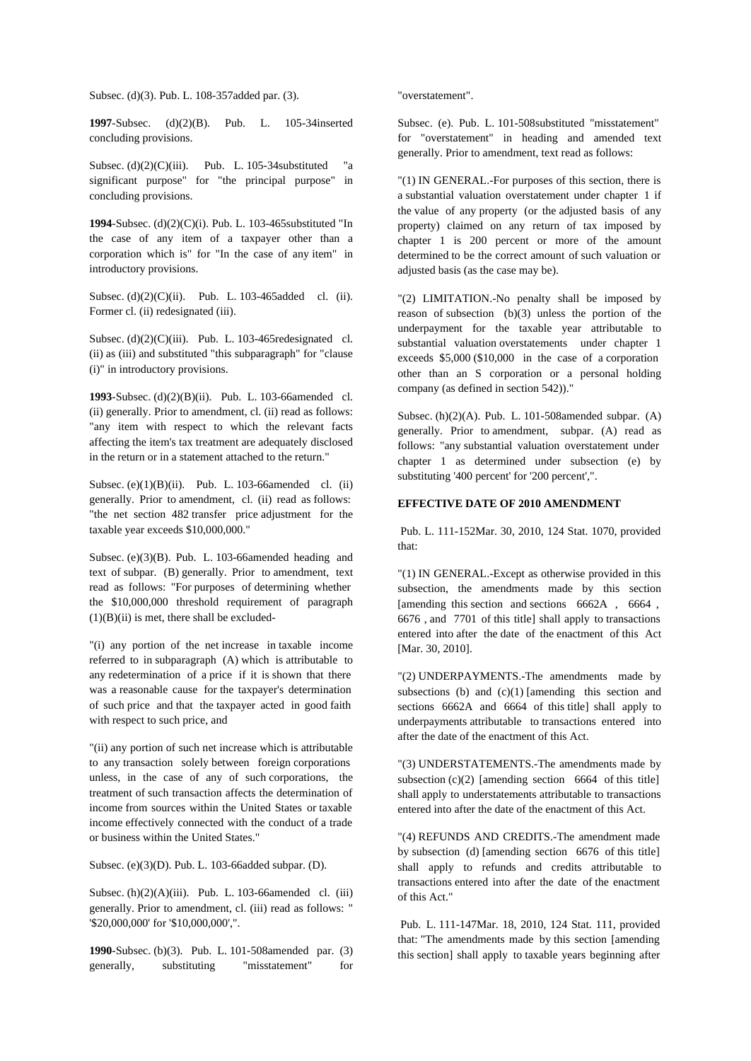Subsec. (d)(3). Pub. L. 108-357added par. (3).

**1997**-Subsec. (d)(2)(B). Pub. L. 105-34inserted concluding provisions.

Subsec. (d)(2)(C)(iii). Pub. L. 105-34substituted "a significant purpose" for "the principal purpose" in concluding provisions.

**1994**-Subsec. (d)(2)(C)(i). Pub. L. 103-465substituted "In the case of any item of a taxpayer other than a corporation which is" for "In the case of any item" in introductory provisions.

Subsec. (d)(2)(C)(ii). Pub. L. 103-465added cl. (ii). Former cl. (ii) redesignated (iii).

Subsec. (d)(2)(C)(iii). Pub. L. 103-465redesignated cl. (ii) as (iii) and substituted "this subparagraph" for "clause (i)" in introductory provisions.

**1993**-Subsec. (d)(2)(B)(ii). Pub. L. 103-66amended cl. (ii) generally. Prior to amendment, cl. (ii) read as follows: "any item with respect to which the relevant facts affecting the item's tax treatment are adequately disclosed in the return or in a statement attached to the return."

Subsec. (e)(1)(B)(ii). Pub. L. 103-66amended cl. (ii) generally. Prior to amendment, cl. (ii) read as follows: "the net section 482 transfer price adjustment for the taxable year exceeds $10,000,000."

Subsec. (e)(3)(B). Pub. L. 103-66amended heading and text of subpar. (B) generally. Prior to amendment, text read as follows: "For purposes of determining whether the $10,000,000 threshold requirement of paragraph (1)(B)(ii) is met, there shall be excluded-

"(i) any portion of the net increase in taxable income referred to in subparagraph (A) which is attributable to any redetermination of a price if it is shown that there was a reasonable cause for the taxpayer's determination of such price and that the taxpayer acted in good faith with respect to such price, and

"(ii) any portion of such net increase which is attributable to any transaction solely between foreign corporations unless, in the case of any of such corporations, the treatment of such transaction affects the determination of income from sources within the United States or taxable income effectively connected with the conduct of a trade or business within the United States."

Subsec. (e)(3)(D). Pub. L. 103-66added subpar. (D).

Subsec. (h)(2)(A)(iii). Pub. L. 103-66amended cl. (iii) generally. Prior to amendment, cl. (iii) read as follows: " '$20,000,000' for '$10,000,000',".

**1990**-Subsec. (b)(3). Pub. L. 101-508amended par. (3) generally, substituting "misstatement" for "overstatement".

Subsec. (e). Pub. L. 101-508substituted "misstatement" for "overstatement" in heading and amended text generally. Prior to amendment, text read as follows:

"(1) IN GENERAL.-For purposes of this section, there is a substantial valuation overstatement under chapter 1 if the value of any property (or the adjusted basis of any property) claimed on any return of tax imposed by chapter 1 is 200 percent or more of the amount determined to be the correct amount of such valuation or adjusted basis (as the case may be).

"(2) LIMITATION.-No penalty shall be imposed by reason of subsection (b)(3) unless the portion of the underpayment for the taxable year attributable to substantial valuation overstatements under chapter 1 exceeds $5,000 ($10,000 in the case of a corporation other than an S corporation or a personal holding company (as defined in section 542))."

Subsec. (h)(2)(A). Pub. L. 101-508amended subpar. (A) generally. Prior to amendment, subpar. (A) read as follows: "any substantial valuation overstatement under chapter 1 as determined under subsection (e) by substituting '400 percent' for '200 percent',".

**EFFECTIVE DATE OF 2010 AMENDMENT**

Pub. L. 111-152Mar. 30, 2010, 124 Stat. 1070, provided that:

"(1) IN GENERAL.-Except as otherwise provided in this subsection, the amendments made by this section [amending this section and sections 6662A , 6664 , 6676 , and 7701 of this title] shall apply to transactions entered into after the date of the enactment of this Act [Mar. 30, 2010].

"(2) UNDERPAYMENTS.-The amendments made by subsections (b) and (c)(1) [amending this section and sections 6662A and 6664 of this title] shall apply to underpayments attributable to transactions entered into after the date of the enactment of this Act.

"(3) UNDERSTATEMENTS.-The amendments made by subsection (c)(2) [amending section 6664 of this title] shall apply to understatements attributable to transactions entered into after the date of the enactment of this Act.

"(4) REFUNDS AND CREDITS.-The amendment made by subsection (d) [amending section 6676 of this title] shall apply to refunds and credits attributable to transactions entered into after the date of the enactment of this Act."

Pub. L. 111-147Mar. 18, 2010, 124 Stat. 111, provided that: "The amendments made by this section [amending this section] shall apply to taxable years beginning after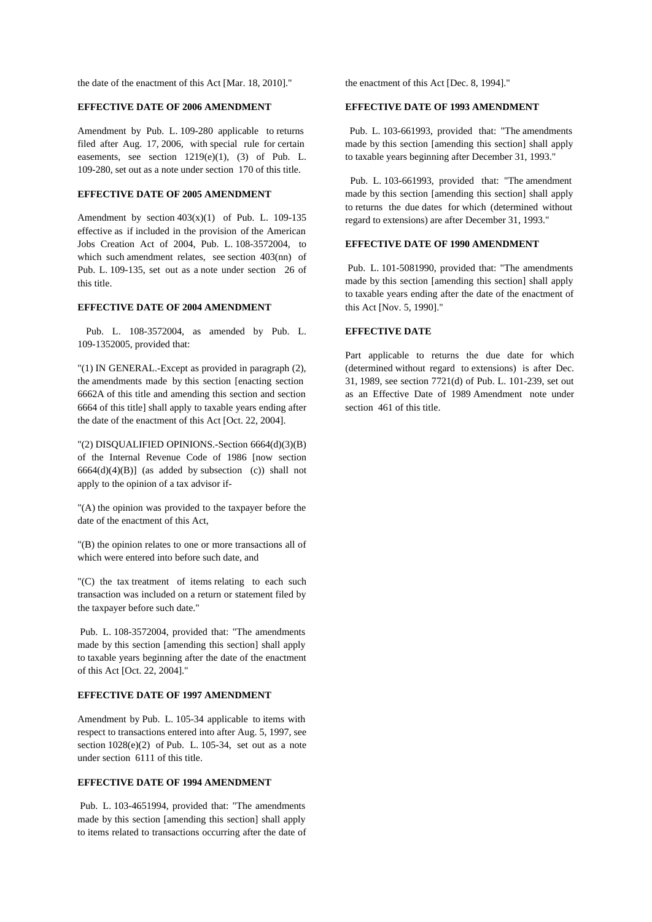the date of the enactment of this Act [Mar. 18, 2010]."

### EFFECTIVE DATE OF 2006 AMENDMENT

Amendment by Pub. L. 109-280 applicable to returns filed after Aug. 17, 2006, with special rule for certain easements, see section 1219(e)(1), (3) of Pub. L. 109-280, set out as a note under section 170 of this title.

### EFFECTIVE DATE OF 2005 AMENDMENT

Amendment by section 403(x)(1) of Pub. L. 109-135 effective as if included in the provision of the American Jobs Creation Act of 2004, Pub. L. 108-3572004, to which such amendment relates, see section 403(nn) of Pub. L. 109-135, set out as a note under section 26 of this title.

### EFFECTIVE DATE OF 2004 AMENDMENT

Pub. L. 108-3572004, as amended by Pub. L. 109-1352005, provided that:

"(1) IN GENERAL.-Except as provided in paragraph (2), the amendments made by this section [enacting section 6662A of this title and amending this section and section 6664 of this title] shall apply to taxable years ending after the date of the enactment of this Act [Oct. 22, 2004].

"(2) DISQUALIFIED OPINIONS.-Section 6664(d)(3)(B) of the Internal Revenue Code of 1986 [now section 6664(d)(4)(B)] (as added by subsection (c)) shall not apply to the opinion of a tax advisor if-

"(A) the opinion was provided to the taxpayer before the date of the enactment of this Act,

"(B) the opinion relates to one or more transactions all of which were entered into before such date, and

"(C) the tax treatment of items relating to each such transaction was included on a return or statement filed by the taxpayer before such date."

Pub. L. 108-3572004, provided that: "The amendments made by this section [amending this section] shall apply to taxable years beginning after the date of the enactment of this Act [Oct. 22, 2004]."

### EFFECTIVE DATE OF 1997 AMENDMENT

Amendment by Pub. L. 105-34 applicable to items with respect to transactions entered into after Aug. 5, 1997, see section 1028(e)(2) of Pub. L. 105-34, set out as a note under section 6111 of this title.

### EFFECTIVE DATE OF 1994 AMENDMENT

Pub. L. 103-4651994, provided that: "The amendments made by this section [amending this section] shall apply to items related to transactions occurring after the date of the enactment of this Act [Dec. 8, 1994]."

### EFFECTIVE DATE OF 1993 AMENDMENT

Pub. L. 103-661993, provided that: "The amendments made by this section [amending this section] shall apply to taxable years beginning after December 31, 1993."

Pub. L. 103-661993, provided that: "The amendment made by this section [amending this section] shall apply to returns the due dates for which (determined without regard to extensions) are after December 31, 1993."

### EFFECTIVE DATE OF 1990 AMENDMENT

Pub. L. 101-5081990, provided that: "The amendments made by this section [amending this section] shall apply to taxable years ending after the date of the enactment of this Act [Nov. 5, 1990]."

### EFFECTIVE DATE

Part applicable to returns the due date for which (determined without regard to extensions) is after Dec. 31, 1989, see section 7721(d) of Pub. L. 101-239, set out as an Effective Date of 1989 Amendment note under section 461 of this title.